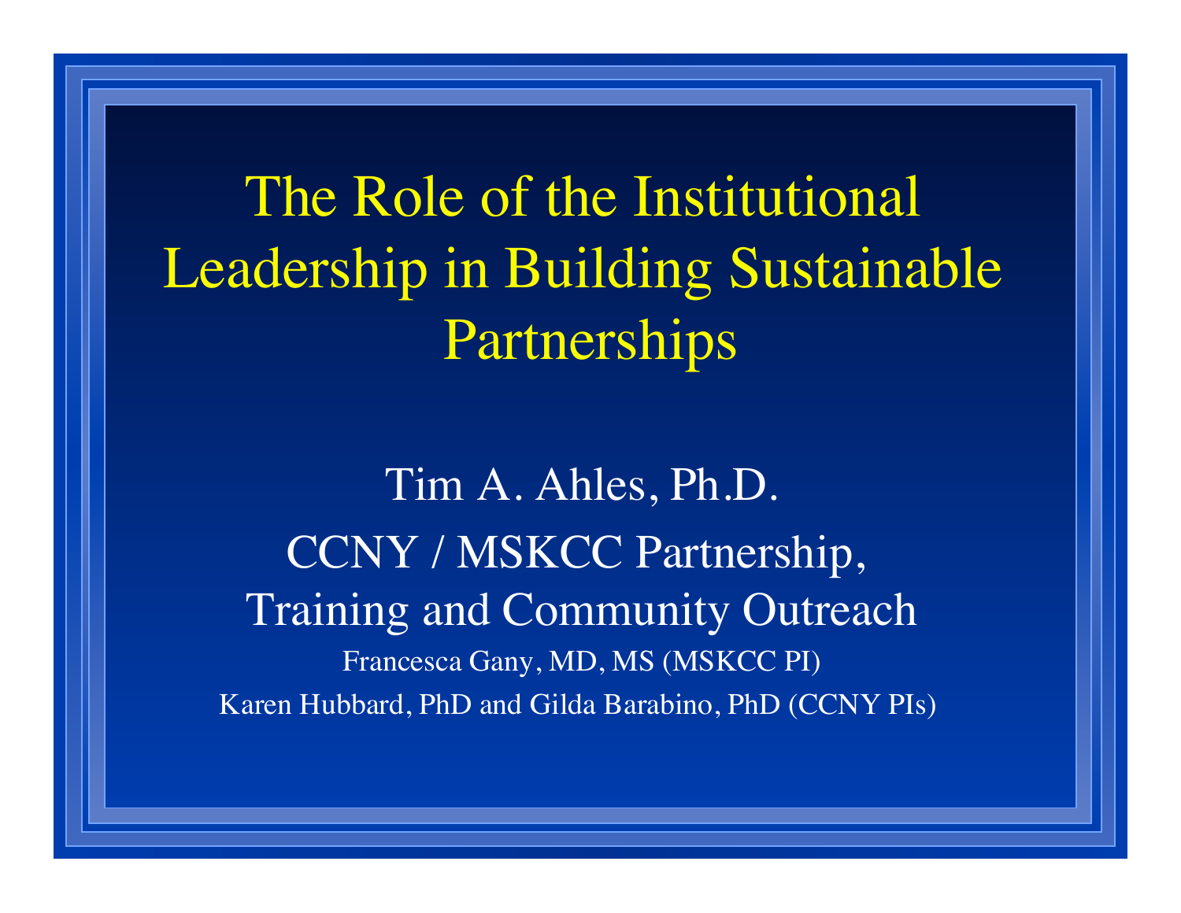# The Role of the Institutional Leadership in Building Sustainable Partnerships

Tim A. Ahles, Ph.D.

CCNY / MSKCC Partnership, Training and Community Outreach

Francesca Gany, MD, MS (MSKCC PI)

Karen Hubbard, PhD and Gilda Barabino, PhD (CCNY PIs)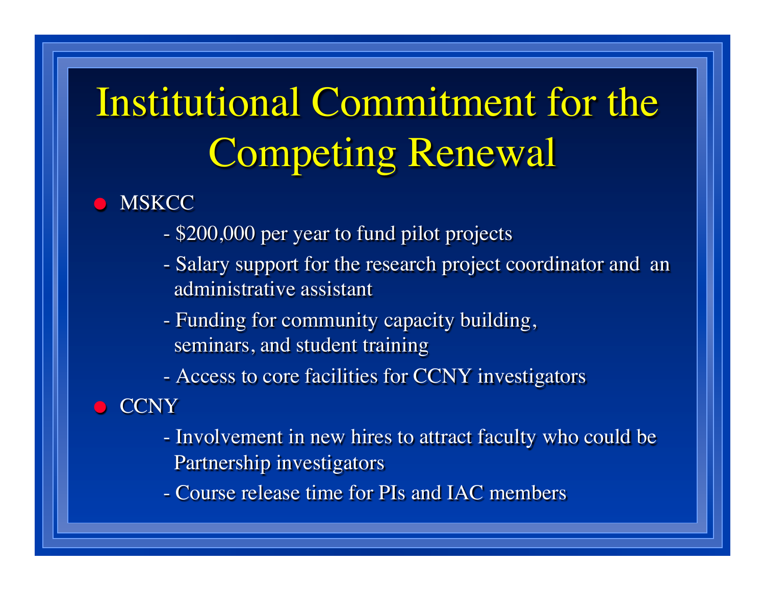# Institutional Commitment for the Competing Renewal

- MSKCC
  - $200,000 per year to fund pilot projects
  - Salary support for the research project coordinator and an administrative assistant
  - Funding for community capacity building, seminars, and student training
  - Access to core facilities for CCNY investigators
- CCNY
  - Involvement in new hires to attract faculty who could be Partnership investigators
  - Course release time for PIs and IAC members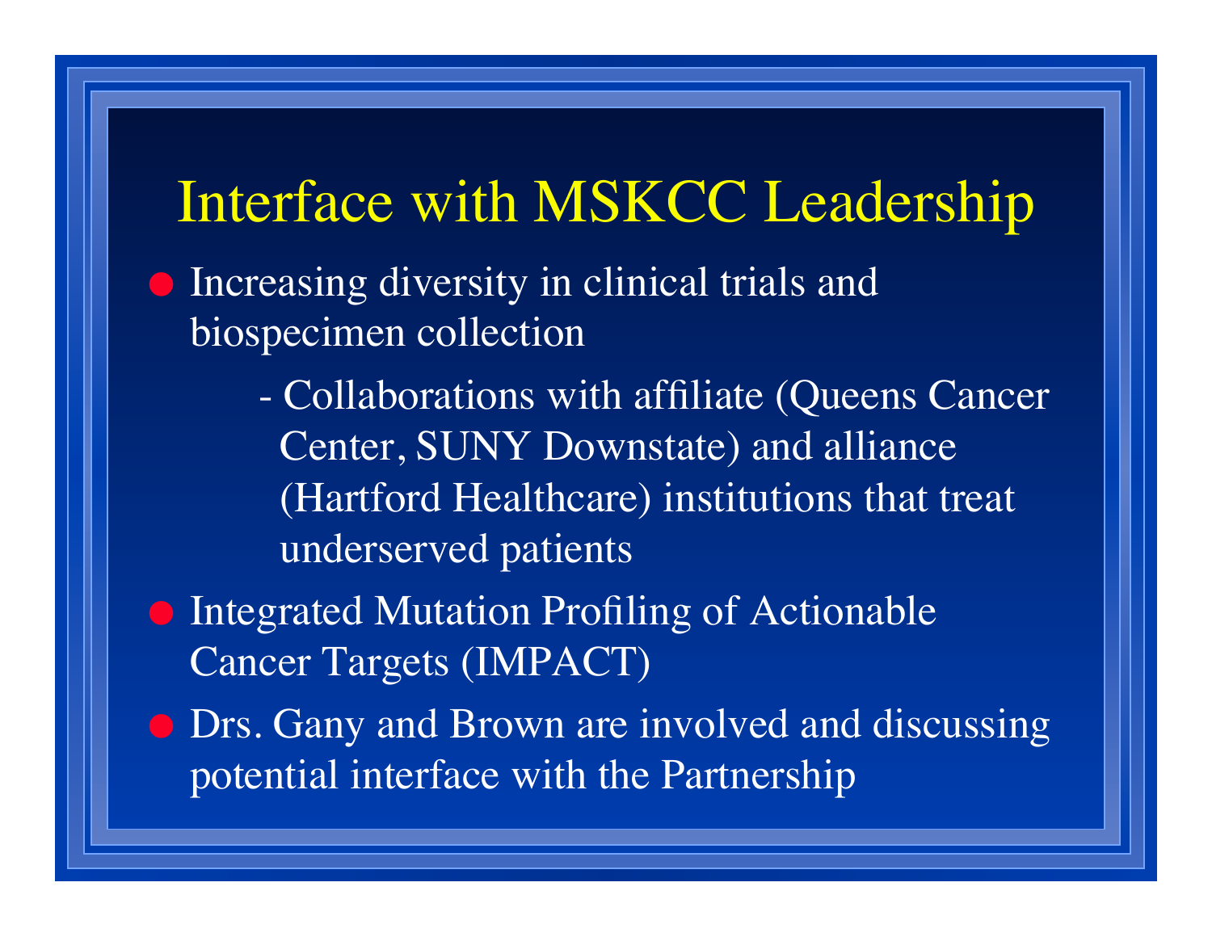# Interface with MSKCC Leadership

- Increasing diversity in clinical trials and biospecimen collection
  - Collaborations with affiliate (Queens Cancer Center, SUNY Downstate) and alliance (Hartford Healthcare) institutions that treat underserved patients
- Integrated Mutation Profiling of Actionable Cancer Targets (IMPACT)
- Drs. Gany and Brown are involved and discussing potential interface with the Partnership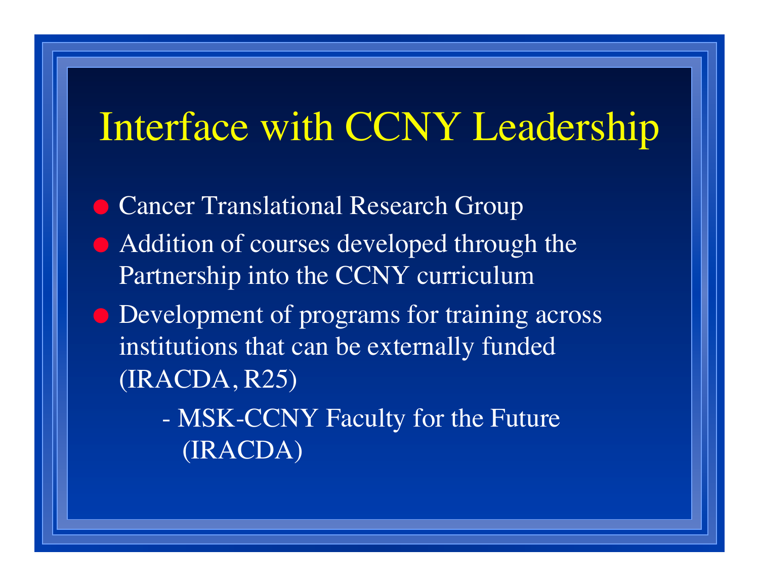# Interface with CCNY Leadership

- Cancer Translational Research Group
- Addition of courses developed through the Partnership into the CCNY curriculum
- Development of programs for training across institutions that can be externally funded (IRACDA, R25)
    - MSK-CCNY Faculty for the Future (IRACDA)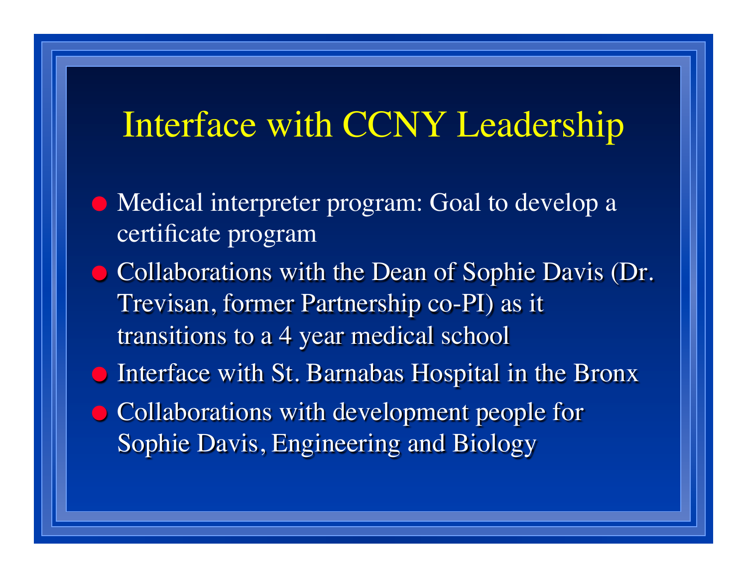# Interface with CCNY Leadership

- Medical interpreter program: Goal to develop a certificate program
- Collaborations with the Dean of Sophie Davis (Dr. Trevisan, former Partnership co-PI) as it transitions to a 4 year medical school
- Interface with St. Barnabas Hospital in the Bronx
- Collaborations with development people for Sophie Davis, Engineering and Biology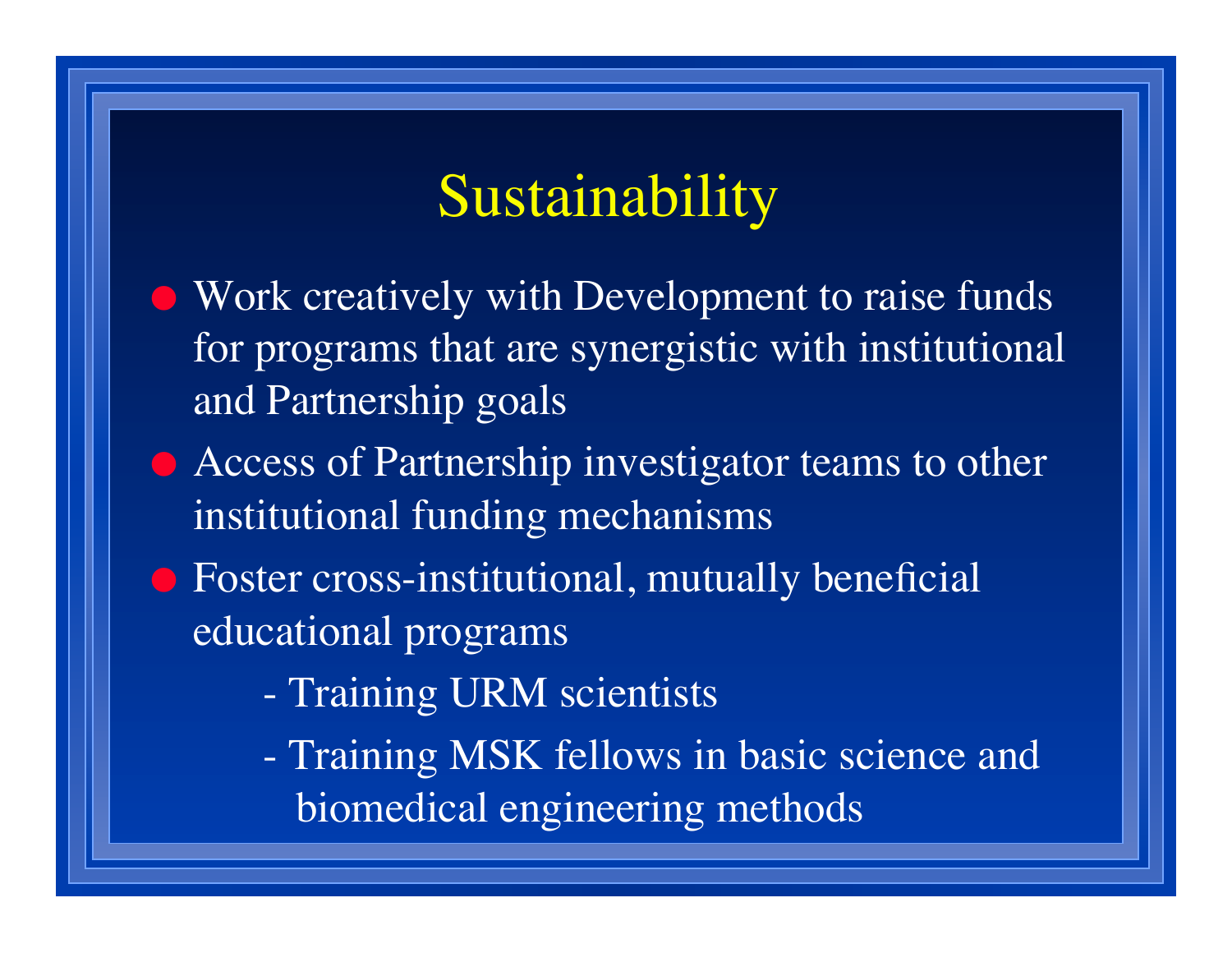# Sustainability

- Work creatively with Development to raise funds for programs that are synergistic with institutional and Partnership goals
- Access of Partnership investigator teams to other institutional funding mechanisms
- Foster cross-institutional, mutually beneficial educational programs
  - Training URM scientists
  - Training MSK fellows in basic science and biomedical engineering methods